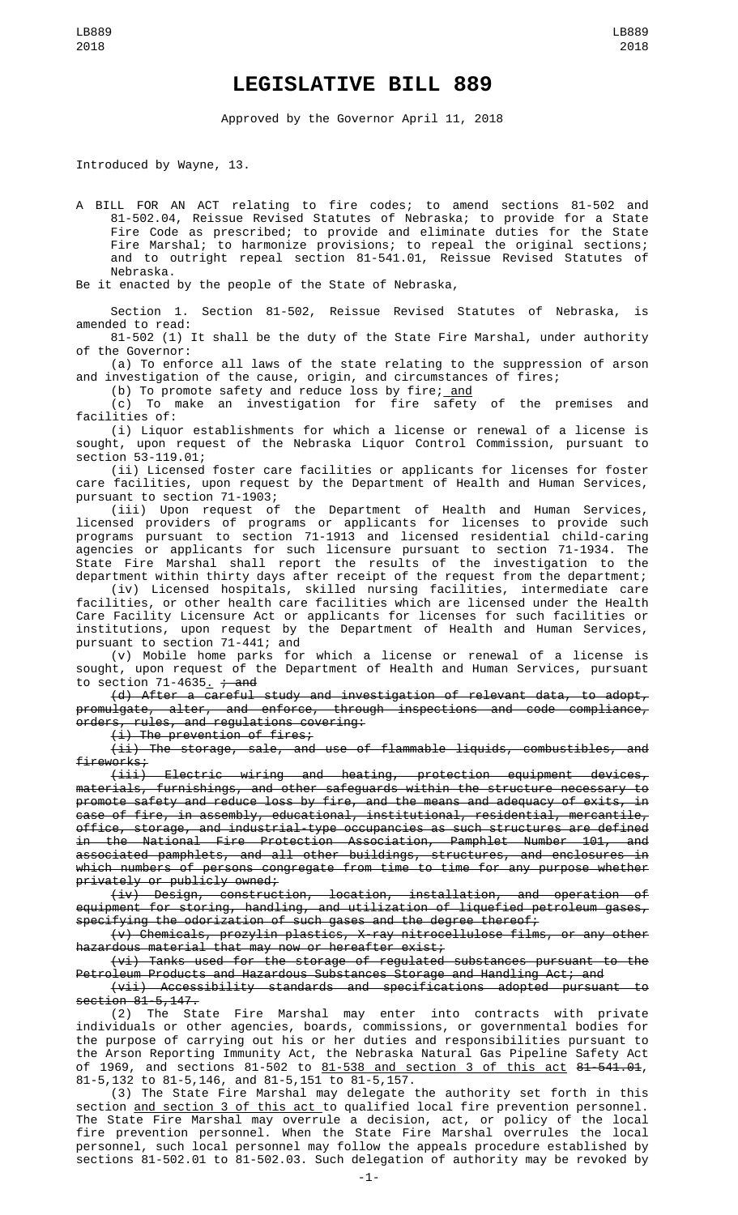# LEGISLATIVE BILL 889

Approved by the Governor April 11, 2018

Introduced by Wayne, 13.

A BILL FOR AN ACT relating to fire codes; to amend sections 81-502 and 81-502.04, Reissue Revised Statutes of Nebraska; to provide for a State Fire Code as prescribed; to provide and eliminate duties for the State Fire Marshal; to harmonize provisions; to repeal the original sections; and to outright repeal section 81-541.01, Reissue Revised Statutes of Nebraska.

Be it enacted by the people of the State of Nebraska,

Section 1. Section 81-502, Reissue Revised Statutes of Nebraska, is amended to read:

81-502 (1) It shall be the duty of the State Fire Marshal, under authority of the Governor:

(a) To enforce all laws of the state relating to the suppression of arson and investigation of the cause, origin, and circumstances of fires;

(b) To promote safety and reduce loss by fire; and

(c) To make an investigation for fire safety of the premises and facilities of:

(i) Liquor establishments for which a license or renewal of a license is sought, upon request of the Nebraska Liquor Control Commission, pursuant to section 53-119.01;

(ii) Licensed foster care facilities or applicants for licenses for foster care facilities, upon request by the Department of Health and Human Services, pursuant to section 71-1903;

(iii) Upon request of the Department of Health and Human Services, licensed providers of programs or applicants for licenses to provide such programs pursuant to section 71-1913 and licensed residential child-caring agencies or applicants for such licensure pursuant to section 71-1934. The State Fire Marshal shall report the results of the investigation to the department within thirty days after receipt of the request from the department;

(iv) Licensed hospitals, skilled nursing facilities, intermediate care facilities, or other health care facilities which are licensed under the Health Care Facility Licensure Act or applicants for licenses for such facilities or institutions, upon request by the Department of Health and Human Services, pursuant to section 71-441; and

(v) Mobile home parks for which a license or renewal of a license is sought, upon request of the Department of Health and Human Services, pursuant to section 71-4635. ~~; and~~

~~(d) After a careful study and investigation of relevant data, to adopt, promulgate, alter, and enforce, through inspections and code compliance, orders, rules, and regulations covering:~~

~~(i) The prevention of fires;~~

~~(ii) The storage, sale, and use of flammable liquids, combustibles, and fireworks;~~

~~(iii) Electric wiring and heating, protection equipment devices, materials, furnishings, and other safeguards within the structure necessary to promote safety and reduce loss by fire, and the means and adequacy of exits, in case of fire, in assembly, educational, institutional, residential, mercantile, office, storage, and industrial-type occupancies as such structures are defined in the National Fire Protection Association, Pamphlet Number 101, and associated pamphlets, and all other buildings, structures, and enclosures in which numbers of persons congregate from time to time for any purpose whether privately or publicly owned;~~

~~(iv) Design, construction, location, installation, and operation of equipment for storing, handling, and utilization of liquefied petroleum gases, specifying the odorization of such gases and the degree thereof;~~

~~(v) Chemicals, prozylin plastics, X-ray nitrocellulose films, or any other hazardous material that may now or hereafter exist;~~

~~(vi) Tanks used for the storage of regulated substances pursuant to the Petroleum Products and Hazardous Substances Storage and Handling Act; and~~

~~(vii) Accessibility standards and specifications adopted pursuant to section 81-5,147.~~

(2) The State Fire Marshal may enter into contracts with private individuals or other agencies, boards, commissions, or governmental bodies for the purpose of carrying out his or her duties and responsibilities pursuant to the Arson Reporting Immunity Act, the Nebraska Natural Gas Pipeline Safety Act of 1969, and sections 81-502 to 81-538 and section 3 of this act ~~81-541.01~~, 81-5,132 to 81-5,146, and 81-5,151 to 81-5,157.

(3) The State Fire Marshal may delegate the authority set forth in this section and section 3 of this act to qualified local fire prevention personnel. The State Fire Marshal may overrule a decision, act, or policy of the local fire prevention personnel. When the State Fire Marshal overrules the local personnel, such local personnel may follow the appeals procedure established by sections 81-502.01 to 81-502.03. Such delegation of authority may be revoked by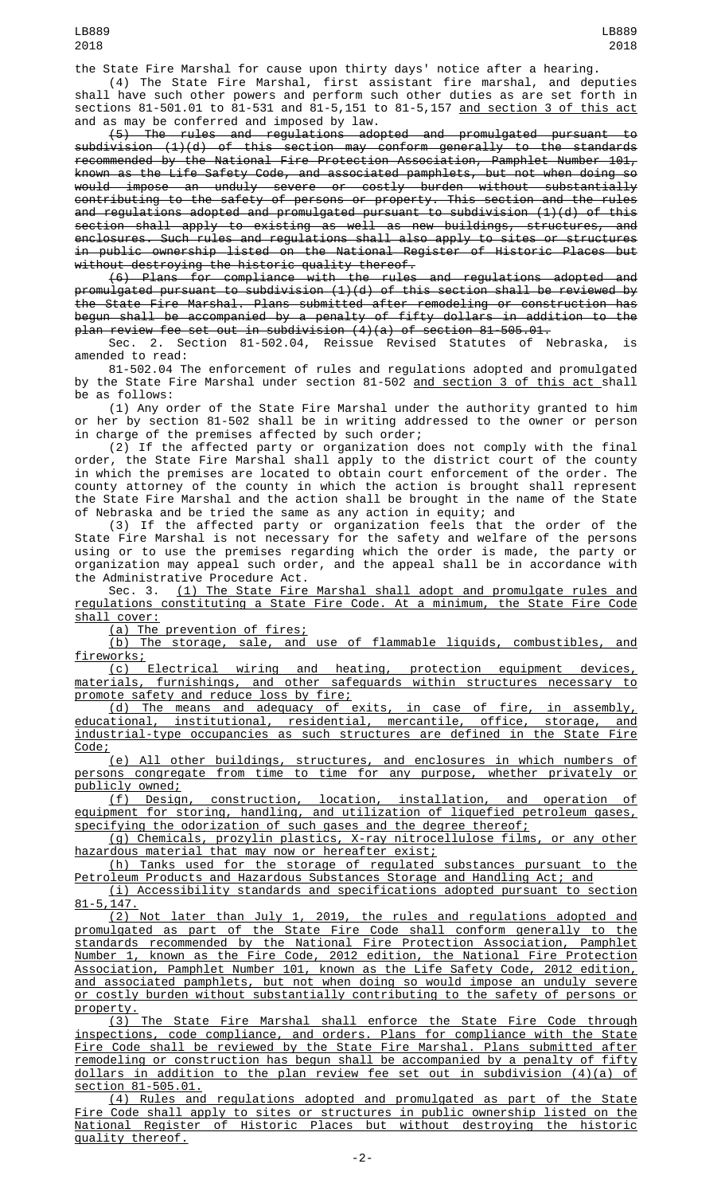the State Fire Marshal for cause upon thirty days' notice after a hearing.

(4) The State Fire Marshal, first assistant fire marshal, and deputies shall have such other powers and perform such other duties as are set forth in sections 81-501.01 to 81-531 and 81-5,151 to 81-5,157 and section 3 of this act and as may be conferred and imposed by law.

~~(5) The rules and regulations adopted and promulgated pursuant to subdivision (1)(d) of this section may conform generally to the standards recommended by the National Fire Protection Association, Pamphlet Number 101, known as the Life Safety Code, and associated pamphlets, but not when doing so would impose an unduly severe or costly burden without substantially contributing to the safety of persons or property. This section and the rules and regulations adopted and promulgated pursuant to subdivision (1)(d) of this section shall apply to existing as well as new buildings, structures, and enclosures. Such rules and regulations shall also apply to sites or structures in public ownership listed on the National Register of Historic Places but without destroying the historic quality thereof.~~

~~(6) Plans for compliance with the rules and regulations adopted and promulgated pursuant to subdivision (1)(d) of this section shall be reviewed by the State Fire Marshal. Plans submitted after remodeling or construction has begun shall be accompanied by a penalty of fifty dollars in addition to the plan review fee set out in subdivision (4)(a) of section 81-505.01.~~

Sec. 2. Section 81-502.04, Reissue Revised Statutes of Nebraska, is amended to read:

81-502.04 The enforcement of rules and regulations adopted and promulgated by the State Fire Marshal under section 81-502 and section 3 of this act shall be as follows:

(1) Any order of the State Fire Marshal under the authority granted to him or her by section 81-502 shall be in writing addressed to the owner or person in charge of the premises affected by such order;

(2) If the affected party or organization does not comply with the final order, the State Fire Marshal shall apply to the district court of the county in which the premises are located to obtain court enforcement of the order. The county attorney of the county in which the action is brought shall represent the State Fire Marshal and the action shall be brought in the name of the State of Nebraska and be tried the same as any action in equity; and

(3) If the affected party or organization feels that the order of the State Fire Marshal is not necessary for the safety and welfare of the persons using or to use the premises regarding which the order is made, the party or organization may appeal such order, and the appeal shall be in accordance with the Administrative Procedure Act.

Sec. 3. (1) The State Fire Marshal shall adopt and promulgate rules and regulations constituting a State Fire Code. At a minimum, the State Fire Code shall cover:

(a) The prevention of fires;

(b) The storage, sale, and use of flammable liquids, combustibles, and fireworks;

(c) Electrical wiring and heating, protection equipment devices, materials, furnishings, and other safeguards within structures necessary to promote safety and reduce loss by fire;

(d) The means and adequacy of exits, in case of fire, in assembly, educational, institutional, residential, mercantile, office, storage, and industrial-type occupancies as such structures are defined in the State Fire Code;

(e) All other buildings, structures, and enclosures in which numbers of persons congregate from time to time for any purpose, whether privately or publicly owned;

(f) Design, construction, location, installation, and operation of equipment for storing, handling, and utilization of liquefied petroleum gases, specifying the odorization of such gases and the degree thereof;

(g) Chemicals, prozylin plastics, X-ray nitrocellulose films, or any other hazardous material that may now or hereafter exist;

(h) Tanks used for the storage of regulated substances pursuant to the Petroleum Products and Hazardous Substances Storage and Handling Act; and

(i) Accessibility standards and specifications adopted pursuant to section 81-5,147.

(2) Not later than July 1, 2019, the rules and regulations adopted and promulgated as part of the State Fire Code shall conform generally to the standards recommended by the National Fire Protection Association, Pamphlet Number 1, known as the Fire Code, 2012 edition, the National Fire Protection Association, Pamphlet Number 101, known as the Life Safety Code, 2012 edition, and associated pamphlets, but not when doing so would impose an unduly severe or costly burden without substantially contributing to the safety of persons or property.

(3) The State Fire Marshal shall enforce the State Fire Code through inspections, code compliance, and orders. Plans for compliance with the State Fire Code shall be reviewed by the State Fire Marshal. Plans submitted after remodeling or construction has begun shall be accompanied by a penalty of fifty dollars in addition to the plan review fee set out in subdivision (4)(a) of section 81-505.01.

(4) Rules and regulations adopted and promulgated as part of the State Fire Code shall apply to sites or structures in public ownership listed on the National Register of Historic Places but without destroying the historic quality thereof.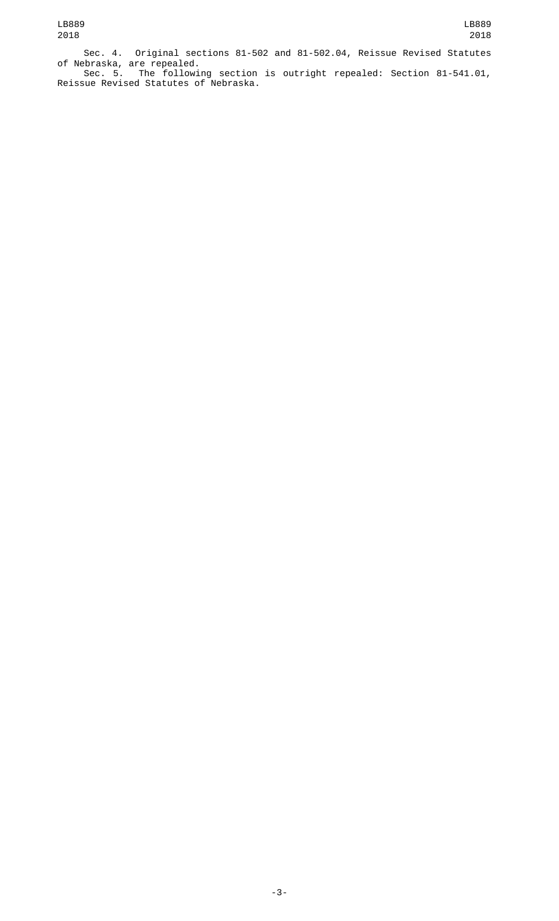Sec. 4. Original sections 81-502 and 81-502.04, Reissue Revised Statutes of Nebraska, are repealed.

Sec. 5. The following section is outright repealed: Section 81-541.01, Reissue Revised Statutes of Nebraska.